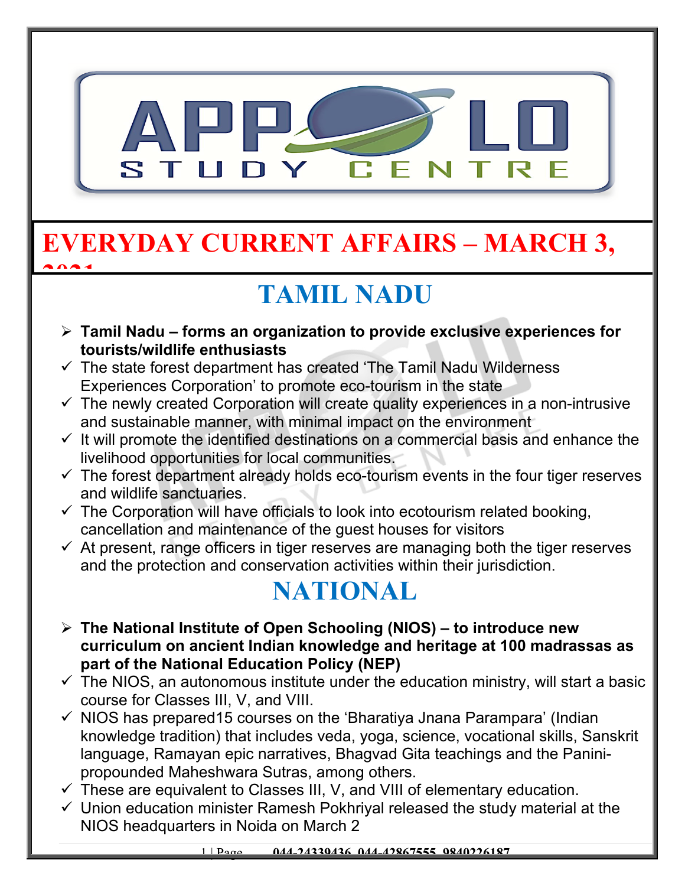# EVERYDAY CURRENT AFFAIRS – MARCH 3, 2021

## TAMIL NADU

- **Tamil Nadu – forms an organization to provide exclusive experiences for tourists/wildlife enthusiasts**
- ✓ The state forest department has created 'The Tamil Nadu Wilderness Experiences Corporation' to promote eco-tourism in the state
- ✓ The newly created Corporation will create quality experiences in a non-intrusive and sustainable manner, with minimal impact on the environment
- ✓ It will promote the identified destinations on a commercial basis and enhance the livelihood opportunities for local communities.
- ✓ The forest department already holds eco-tourism events in the four tiger reserves and wildlife sanctuaries.
- ✓ The Corporation will have officials to look into ecotourism related booking, cancellation and maintenance of the guest houses for visitors
- ✓ At present, range officers in tiger reserves are managing both the tiger reserves and the protection and conservation activities within their jurisdiction.

## NATIONAL

- **The National Institute of Open Schooling (NIOS) – to introduce new curriculum on ancient Indian knowledge and heritage at 100 madrassas as part of the National Education Policy (NEP)**
- ✓ The NIOS, an autonomous institute under the education ministry, will start a basic course for Classes III, V, and VIII.
- ✓ NIOS has prepared15 courses on the 'Bharatiya Jnana Parampara' (Indian knowledge tradition) that includes veda, yoga, science, vocational skills, Sanskrit language, Ramayan epic narratives, Bhagvad Gita teachings and the Panini-propounded Maheshwara Sutras, among others.
- ✓ These are equivalent to Classes III, V, and VIII of elementary education.
- ✓ Union education minister Ramesh Pokhriyal released the study material at the NIOS headquarters in Noida on March 2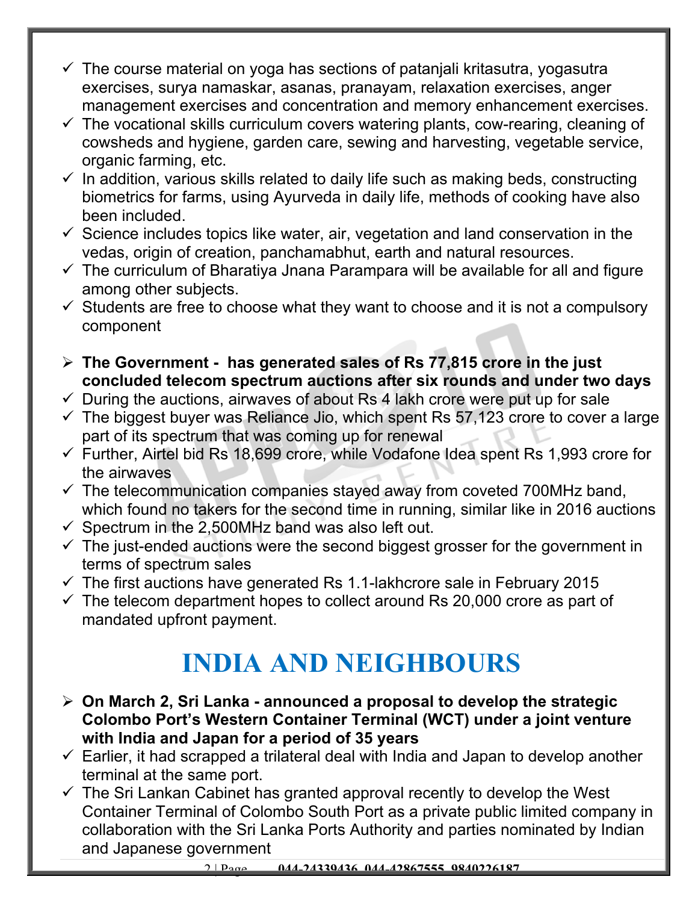- ✓ The course material on yoga has sections of patanjali kritasutra, yogasutra exercises, surya namaskar, asanas, pranayam, relaxation exercises, anger management exercises and concentration and memory enhancement exercises.
- ✓ The vocational skills curriculum covers watering plants, cow-rearing, cleaning of cowsheds and hygiene, garden care, sewing and harvesting, vegetable service, organic farming, etc.
- ✓ In addition, various skills related to daily life such as making beds, constructing biometrics for farms, using Ayurveda in daily life, methods of cooking have also been included.
- ✓ Science includes topics like water, air, vegetation and land conservation in the vedas, origin of creation, panchamabhut, earth and natural resources.
- ✓ The curriculum of Bharatiya Jnana Parampara will be available for all and figure among other subjects.
- ✓ Students are free to choose what they want to choose and it is not a compulsory component

- ➢ **The Government - has generated sales of Rs 77,815 crore in the just concluded telecom spectrum auctions after six rounds and under two days**
- ✓ During the auctions, airwaves of about Rs 4 lakh crore were put up for sale
- ✓ The biggest buyer was Reliance Jio, which spent Rs 57,123 crore to cover a large part of its spectrum that was coming up for renewal
- ✓ Further, Airtel bid Rs 18,699 crore, while Vodafone Idea spent Rs 1,993 crore for the airwaves
- ✓ The telecommunication companies stayed away from coveted 700MHz band, which found no takers for the second time in running, similar like in 2016 auctions
- ✓ Spectrum in the 2,500MHz band was also left out.
- ✓ The just-ended auctions were the second biggest grosser for the government in terms of spectrum sales
- ✓ The first auctions have generated Rs 1.1-lakhcrore sale in February 2015
- ✓ The telecom department hopes to collect around Rs 20,000 crore as part of mandated upfront payment.

# INDIA AND NEIGHBOURS

- ➢ **On March 2, Sri Lanka - announced a proposal to develop the strategic Colombo Port's Western Container Terminal (WCT) under a joint venture with India and Japan for a period of 35 years**
- ✓ Earlier, it had scrapped a trilateral deal with India and Japan to develop another terminal at the same port.
- ✓ The Sri Lankan Cabinet has granted approval recently to develop the West Container Terminal of Colombo South Port as a private public limited company in collaboration with the Sri Lanka Ports Authority and parties nominated by Indian and Japanese government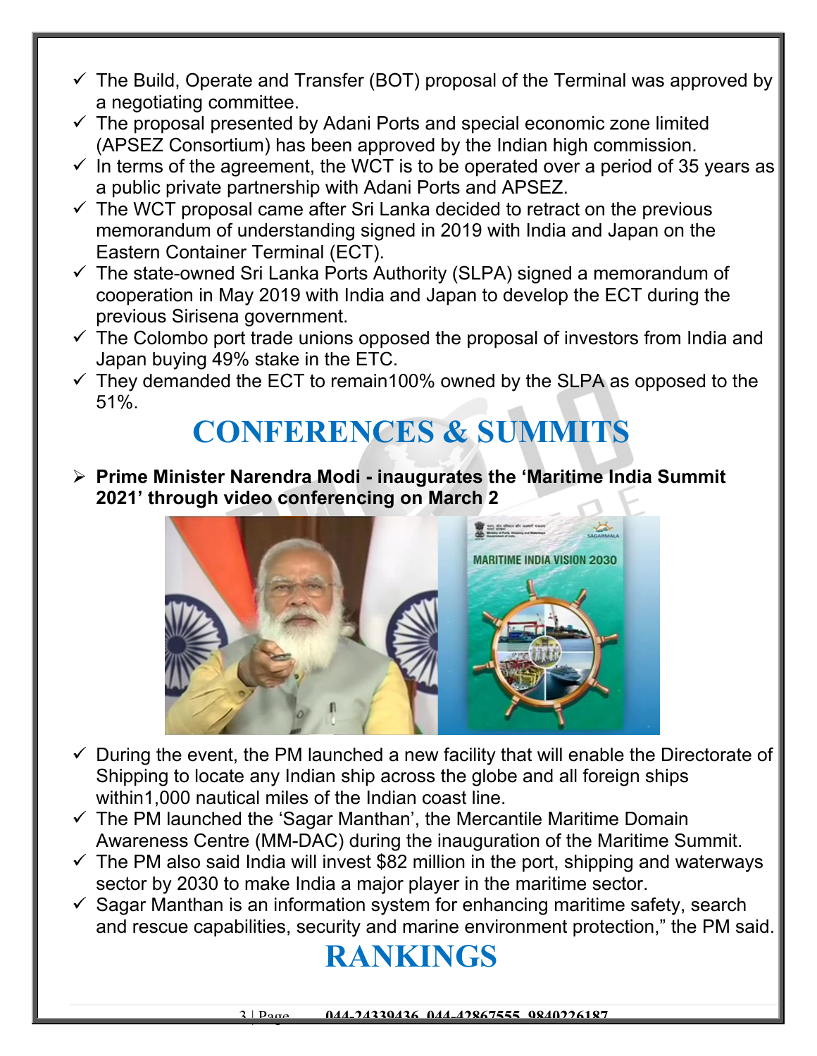- ✓ The Build, Operate and Transfer (BOT) proposal of the Terminal was approved by a negotiating committee.
- ✓ The proposal presented by Adani Ports and special economic zone limited (APSEZ Consortium) has been approved by the Indian high commission.
- ✓ In terms of the agreement, the WCT is to be operated over a period of 35 years as a public private partnership with Adani Ports and APSEZ.
- ✓ The WCT proposal came after Sri Lanka decided to retract on the previous memorandum of understanding signed in 2019 with India and Japan on the Eastern Container Terminal (ECT).
- ✓ The state-owned Sri Lanka Ports Authority (SLPA) signed a memorandum of cooperation in May 2019 with India and Japan to develop the ECT during the previous Sirisena government.
- ✓ The Colombo port trade unions opposed the proposal of investors from India and Japan buying 49% stake in the ETC.
- ✓ They demanded the ECT to remain100% owned by the SLPA as opposed to the 51%.

# CONFERENCES & SUMMITS

- **Prime Minister Narendra Modi - inaugurates the 'Maritime India Summit 2021' through video conferencing on March 2**

- ✓ During the event, the PM launched a new facility that will enable the Directorate of Shipping to locate any Indian ship across the globe and all foreign ships within1,000 nautical miles of the Indian coast line.
- ✓ The PM launched the 'Sagar Manthan', the Mercantile Maritime Domain Awareness Centre (MM-DAC) during the inauguration of the Maritime Summit.
- ✓ The PM also said India will invest $82 million in the port, shipping and waterways sector by 2030 to make India a major player in the maritime sector.
- ✓ Sagar Manthan is an information system for enhancing maritime safety, search and rescue capabilities, security and marine environment protection," the PM said.

# RANKINGS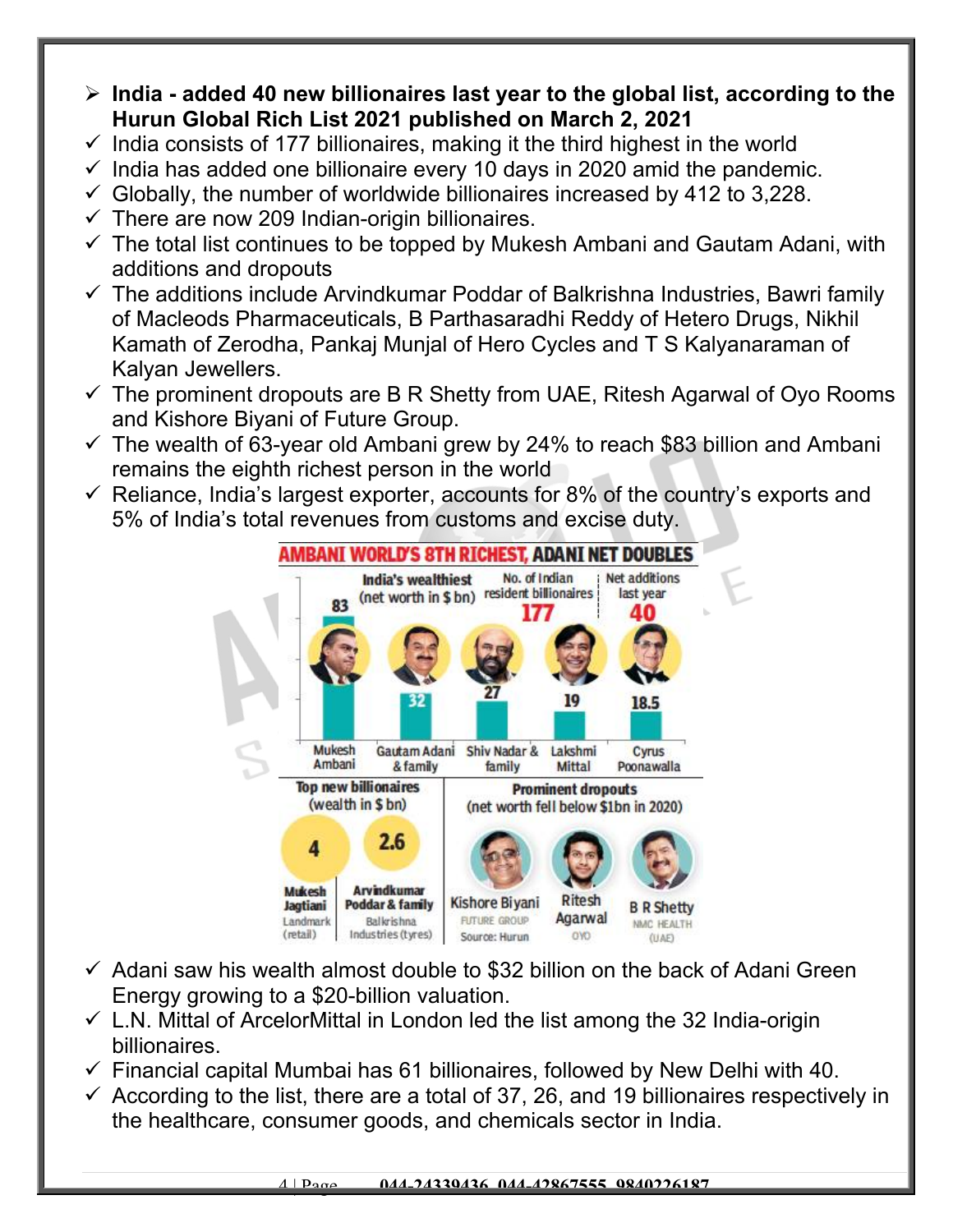- **India - added 40 new billionaires last year to the global list, according to the Hurun Global Rich List 2021 published on March 2, 2021**
  - ✓ India consists of 177 billionaires, making it the third highest in the world
  - ✓ India has added one billionaire every 10 days in 2020 amid the pandemic.
  - ✓ Globally, the number of worldwide billionaires increased by 412 to 3,228.
  - ✓ There are now 209 Indian-origin billionaires.
  - ✓ The total list continues to be topped by Mukesh Ambani and Gautam Adani, with additions and dropouts
  - ✓ The additions include Arvindkumar Poddar of Balkrishna Industries, Bawri family of Macleods Pharmaceuticals, B Parthasaradhi Reddy of Hetero Drugs, Nikhil Kamath of Zerodha, Pankaj Munjal of Hero Cycles and T S Kalyanaraman of Kalyan Jewellers.
  - ✓ The prominent dropouts are B R Shetty from UAE, Ritesh Agarwal of Oyo Rooms and Kishore Biyani of Future Group.
  - ✓ The wealth of 63-year old Ambani grew by 24% to reach $83 billion and Ambani remains the eighth richest person in the world
  - ✓ Reliance, India's largest exporter, accounts for 8% of the country's exports and 5% of India's total revenues from customs and excise duty.

**AMBANI WORLD'S 8TH RICHEST, ADANI NET DOUBLES**

India's wealthiest (net worth in $ bn) | No. of Indian resident billionaires: **177** | Net additions last year: **40**

| Mukesh Ambani | Gautam Adani & family | Shiv Nadar & family | Lakshmi Mittal | Cyrus Poonawalla |
|---|---|---|---|---|
| 83 | 32 | 27 | 19 | 18.5 |

**Top new billionaires** (wealth in $ bn)

| Mukesh Jagtiani (Landmark (retail)) | Arvindkumar Poddar & family (Balkrishna Industries (tyres)) |
|---|---|
| 4 | 2.6 |

**Prominent dropouts** (net worth fell below $1bn in 2020)

- Kishore Biyani – FUTURE GROUP
- Ritesh Agarwal – OYO
- B R Shetty – NMC HEALTH (UAE)

Source: Hurun

  - ✓ Adani saw his wealth almost double to $32 billion on the back of Adani Green Energy growing to a $20-billion valuation.
  - ✓ L.N. Mittal of ArcelorMittal in London led the list among the 32 India-origin billionaires.
  - ✓ Financial capital Mumbai has 61 billionaires, followed by New Delhi with 40.
  - ✓ According to the list, there are a total of 37, 26, and 19 billionaires respectively in the healthcare, consumer goods, and chemicals sector in India.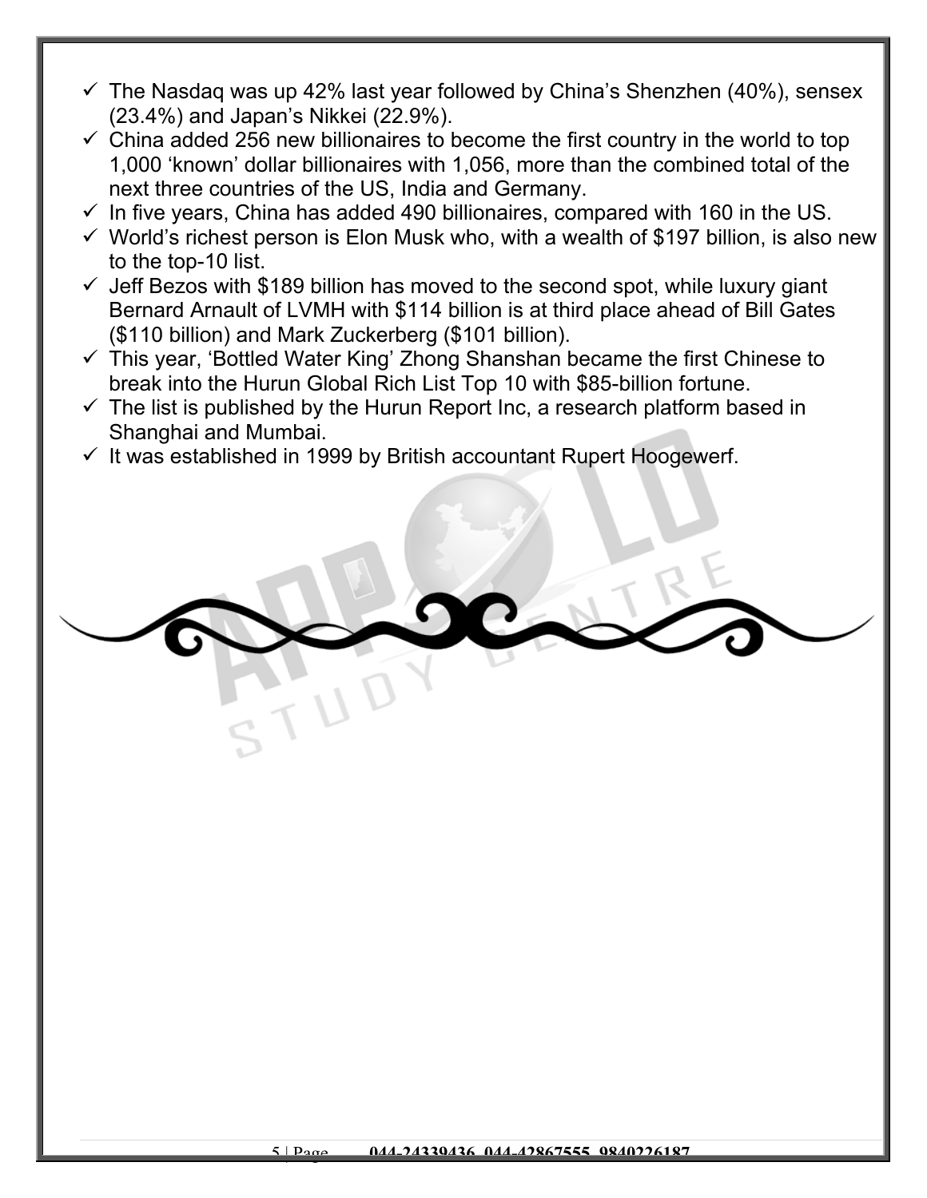- ✓ The Nasdaq was up 42% last year followed by China's Shenzhen (40%), sensex (23.4%) and Japan's Nikkei (22.9%).
- ✓ China added 256 new billionaires to become the first country in the world to top 1,000 'known' dollar billionaires with 1,056, more than the combined total of the next three countries of the US, India and Germany.
- ✓ In five years, China has added 490 billionaires, compared with 160 in the US.
- ✓ World's richest person is Elon Musk who, with a wealth of $197 billion, is also new to the top-10 list.
- ✓ Jeff Bezos with $189 billion has moved to the second spot, while luxury giant Bernard Arnault of LVMH with $114 billion is at third place ahead of Bill Gates ($110 billion) and Mark Zuckerberg ($101 billion).
- ✓ This year, 'Bottled Water King' Zhong Shanshan became the first Chinese to break into the Hurun Global Rich List Top 10 with $85-billion fortune.
- ✓ The list is published by the Hurun Report Inc, a research platform based in Shanghai and Mumbai.
- ✓ It was established in 1999 by British accountant Rupert Hoogewerf.